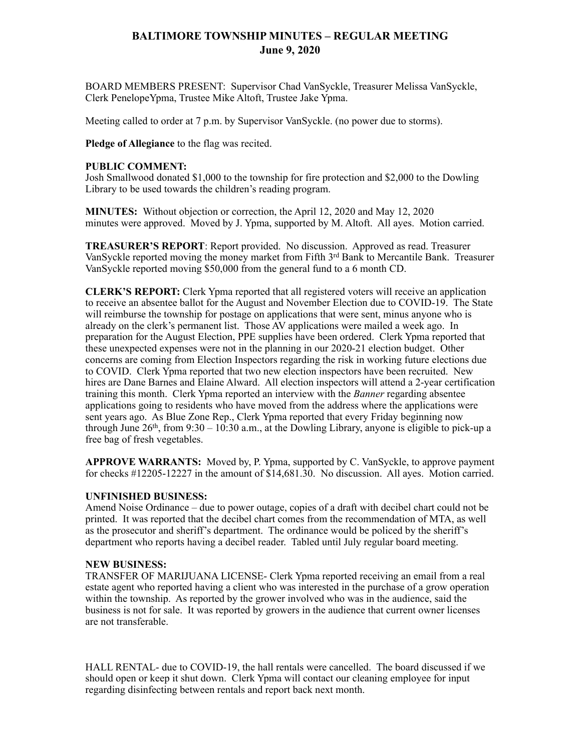# BALTIMORE TOWNSHIP MINUTES – REGULAR MEETING
## June 9, 2020

BOARD MEMBERS PRESENT: Supervisor Chad VanSyckle, Treasurer Melissa VanSyckle, Clerk PenelopeYpma, Trustee Mike Altoft, Trustee Jake Ypma.

Meeting called to order at 7 p.m. by Supervisor VanSyckle. (no power due to storms).

**Pledge of Allegiance** to the flag was recited.

**PUBLIC COMMENT:**
Josh Smallwood donated $1,000 to the township for fire protection and $2,000 to the Dowling Library to be used towards the children's reading program.

**MINUTES:** Without objection or correction, the April 12, 2020 and May 12, 2020 minutes were approved. Moved by J. Ypma, supported by M. Altoft. All ayes. Motion carried.

**TREASURER'S REPORT**: Report provided. No discussion. Approved as read. Treasurer VanSyckle reported moving the money market from Fifth 3rd Bank to Mercantile Bank. Treasurer VanSyckle reported moving $50,000 from the general fund to a 6 month CD.

**CLERK'S REPORT:** Clerk Ypma reported that all registered voters will receive an application to receive an absentee ballot for the August and November Election due to COVID-19. The State will reimburse the township for postage on applications that were sent, minus anyone who is already on the clerk's permanent list. Those AV applications were mailed a week ago. In preparation for the August Election, PPE supplies have been ordered. Clerk Ypma reported that these unexpected expenses were not in the planning in our 2020-21 election budget. Other concerns are coming from Election Inspectors regarding the risk in working future elections due to COVID. Clerk Ypma reported that two new election inspectors have been recruited. New hires are Dane Barnes and Elaine Alward. All election inspectors will attend a 2-year certification training this month. Clerk Ypma reported an interview with the *Banner* regarding absentee applications going to residents who have moved from the address where the applications were sent years ago. As Blue Zone Rep., Clerk Ypma reported that every Friday beginning now through June 26th, from 9:30 – 10:30 a.m., at the Dowling Library, anyone is eligible to pick-up a free bag of fresh vegetables.

**APPROVE WARRANTS:** Moved by, P. Ypma, supported by C. VanSyckle, to approve payment for checks #12205-12227 in the amount of $14,681.30. No discussion. All ayes. Motion carried.

**UNFINISHED BUSINESS:**
Amend Noise Ordinance – due to power outage, copies of a draft with decibel chart could not be printed. It was reported that the decibel chart comes from the recommendation of MTA, as well as the prosecutor and sheriff's department. The ordinance would be policed by the sheriff's department who reports having a decibel reader. Tabled until July regular board meeting.

**NEW BUSINESS:**
TRANSFER OF MARIJUANA LICENSE- Clerk Ypma reported receiving an email from a real estate agent who reported having a client who was interested in the purchase of a grow operation within the township. As reported by the grower involved who was in the audience, said the business is not for sale. It was reported by growers in the audience that current owner licenses are not transferable.

HALL RENTAL- due to COVID-19, the hall rentals were cancelled. The board discussed if we should open or keep it shut down. Clerk Ypma will contact our cleaning employee for input regarding disinfecting between rentals and report back next month.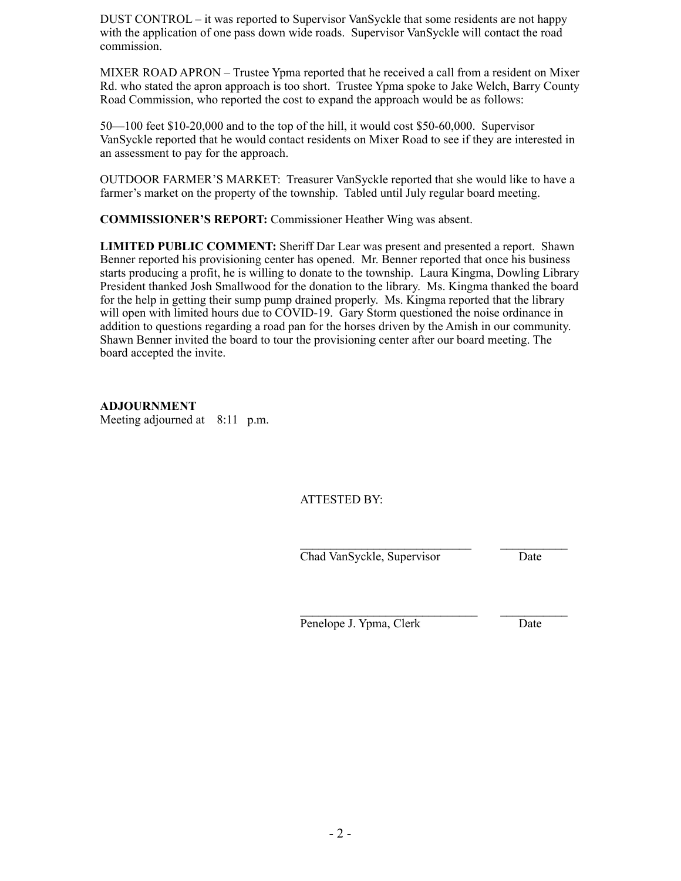DUST CONTROL – it was reported to Supervisor VanSyckle that some residents are not happy with the application of one pass down wide roads. Supervisor VanSyckle will contact the road commission.

MIXER ROAD APRON – Trustee Ypma reported that he received a call from a resident on Mixer Rd. who stated the apron approach is too short. Trustee Ypma spoke to Jake Welch, Barry County Road Commission, who reported the cost to expand the approach would be as follows:

50—100 feet $10-20,000 and to the top of the hill, it would cost $50-60,000. Supervisor VanSyckle reported that he would contact residents on Mixer Road to see if they are interested in an assessment to pay for the approach.

OUTDOOR FARMER'S MARKET: Treasurer VanSyckle reported that she would like to have a farmer's market on the property of the township. Tabled until July regular board meeting.

**COMMISSIONER'S REPORT:** Commissioner Heather Wing was absent.

**LIMITED PUBLIC COMMENT:** Sheriff Dar Lear was present and presented a report. Shawn Benner reported his provisioning center has opened. Mr. Benner reported that once his business starts producing a profit, he is willing to donate to the township. Laura Kingma, Dowling Library President thanked Josh Smallwood for the donation to the library. Ms. Kingma thanked the board for the help in getting their sump pump drained properly. Ms. Kingma reported that the library will open with limited hours due to COVID-19. Gary Storm questioned the noise ordinance in addition to questions regarding a road pan for the horses driven by the Amish in our community. Shawn Benner invited the board to tour the provisioning center after our board meeting. The board accepted the invite.

**ADJOURNMENT**

Meeting adjourned at 8:11 p.m.

ATTESTED BY:

\_\_\_\_\_\_\_\_\_\_\_\_\_\_\_\_\_\_\_\_\_\_\_\_\_\_\_\_ \_\_\_\_\_\_\_\_\_\_\_

Chad VanSyckle, Supervisor Date

\_\_\_\_\_\_\_\_\_\_\_\_\_\_\_\_\_\_\_\_\_\_\_\_\_\_\_\_ \_\_\_\_\_\_\_\_\_\_\_

Penelope J. Ypma, Clerk Date